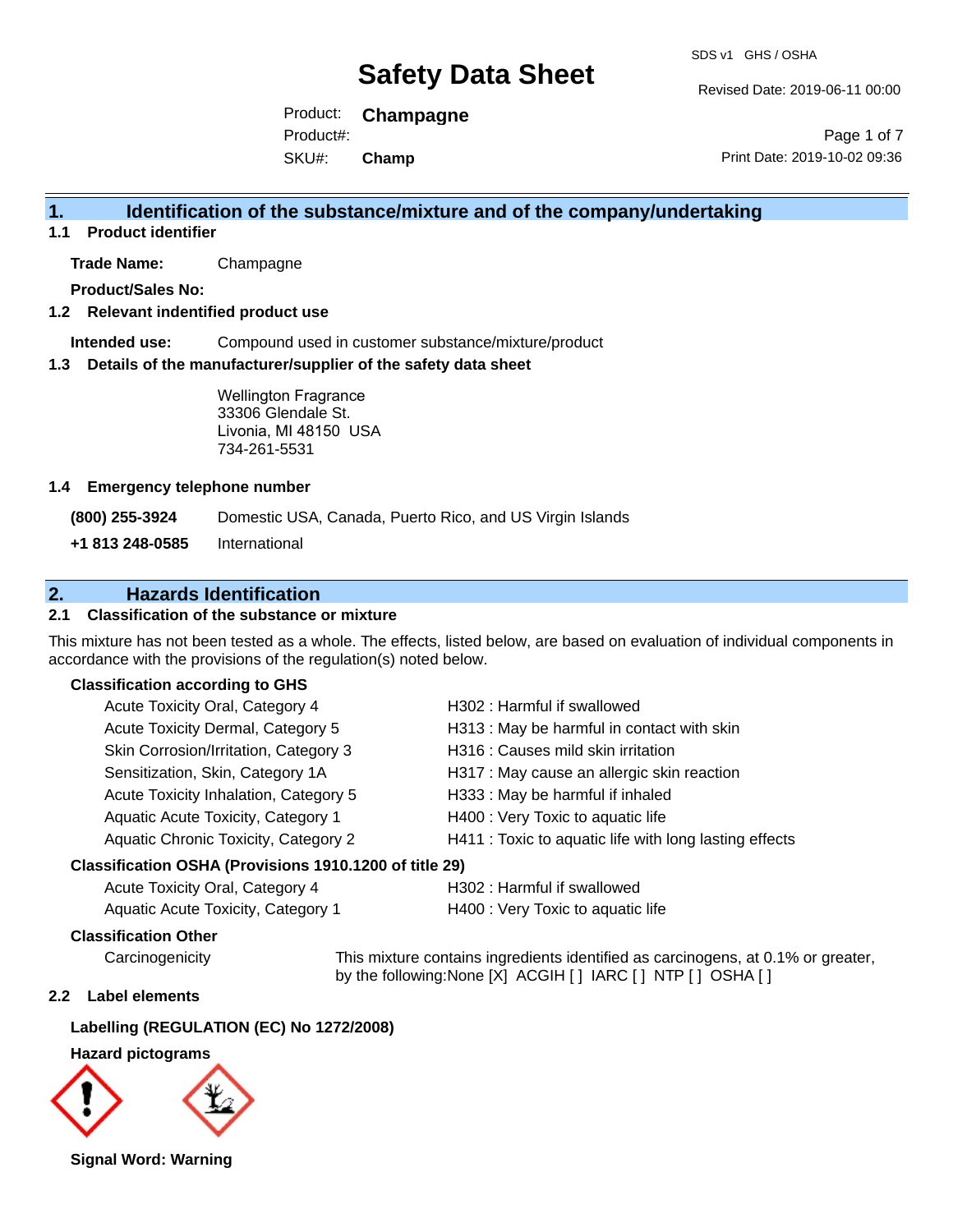# Safety Data Sheet

SDS v1 GHS / OSHA

Revised Date: 2019-06-11 00:00

Product: **Champagne**

Product#:

SKU#: **Champ**

Print Date: 2019-10-02 09:36

## 1. Identification of the substance/mixture and of the company/undertaking

### 1.1 Product identifier

**Trade Name:** Champagne

**Product/Sales No:**

### 1.2 Relevant indentified product use

**Intended use:** Compound used in customer substance/mixture/product

### 1.3 Details of the manufacturer/supplier of the safety data sheet

Wellington Fragrance
33306 Glendale St.
Livonia, MI 48150 USA
734-261-5531

### 1.4 Emergency telephone number

**(800) 255-3924** Domestic USA, Canada, Puerto Rico, and US Virgin Islands

**+1 813 248-0585** International

## 2. Hazards Identification

### 2.1 Classification of the substance or mixture

This mixture has not been tested as a whole. The effects, listed below, are based on evaluation of individual components in accordance with the provisions of the regulation(s) noted below.

**Classification according to GHS**

| Classification | Hazard Statement |
|---|---|
| Acute Toxicity Oral, Category 4 | H302 : Harmful if swallowed |
| Acute Toxicity Dermal, Category 5 | H313 : May be harmful in contact with skin |
| Skin Corrosion/Irritation, Category 3 | H316 : Causes mild skin irritation |
| Sensitization, Skin, Category 1A | H317 : May cause an allergic skin reaction |
| Acute Toxicity Inhalation, Category 5 | H333 : May be harmful if inhaled |
| Aquatic Acute Toxicity, Category 1 | H400 : Very Toxic to aquatic life |
| Aquatic Chronic Toxicity, Category 2 | H411 : Toxic to aquatic life with long lasting effects |

**Classification OSHA (Provisions 1910.1200 of title 29)**

| Classification | Hazard Statement |
|---|---|
| Acute Toxicity Oral, Category 4 | H302 : Harmful if swallowed |
| Aquatic Acute Toxicity, Category 1 | H400 : Very Toxic to aquatic life |

**Classification Other**

Carcinogenicity: This mixture contains ingredients identified as carcinogens, at 0.1% or greater, by the following:None [X] ACGIH [ ] IARC [ ] NTP [ ] OSHA [ ]

### 2.2 Label elements

**Labelling (REGULATION (EC) No 1272/2008)**

**Hazard pictograms**

**Signal Word: Warning**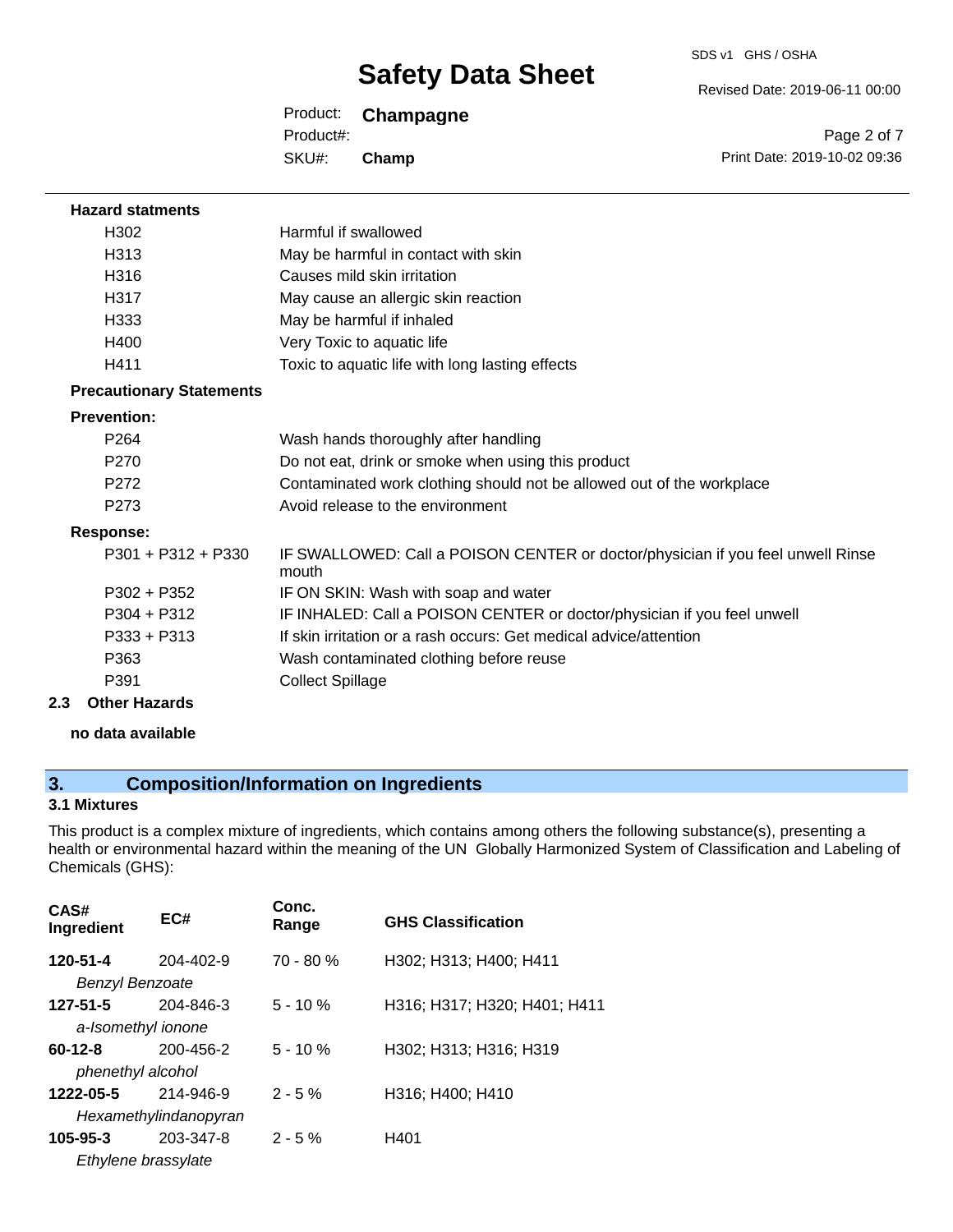**Hazard statments**

| | |
|---|---|
| H302 | Harmful if swallowed |
| H313 | May be harmful in contact with skin |
| H316 | Causes mild skin irritation |
| H317 | May cause an allergic skin reaction |
| H333 | May be harmful if inhaled |
| H400 | Very Toxic to aquatic life |
| H411 | Toxic to aquatic life with long lasting effects |

**Precautionary Statements**

**Prevention:**

| | |
|---|---|
| P264 | Wash hands thoroughly after handling |
| P270 | Do not eat, drink or smoke when using this product |
| P272 | Contaminated work clothing should not be allowed out of the workplace |
| P273 | Avoid release to the environment |

**Response:**

| | |
|---|---|
| P301 + P312 + P330 | IF SWALLOWED: Call a POISON CENTER or doctor/physician if you feel unwell Rinse mouth |
| P302 + P352 | IF ON SKIN: Wash with soap and water |
| P304 + P312 | IF INHALED: Call a POISON CENTER or doctor/physician if you feel unwell |
| P333 + P313 | If skin irritation or a rash occurs: Get medical advice/attention |
| P363 | Wash contaminated clothing before reuse |
| P391 | Collect Spillage |

**2.3 Other Hazards**

**no data available**

## 3. Composition/Information on Ingredients

**3.1 Mixtures**

This product is a complex mixture of ingredients, which contains among others the following substance(s), presenting a health or environmental hazard within the meaning of the UN Globally Harmonized System of Classification and Labeling of Chemicals (GHS):

| CAS# Ingredient | EC# | Conc. Range | GHS Classification |
|---|---|---|---|
| **120-51-4** *Benzyl Benzoate* | 204-402-9 | 70 - 80 % | H302; H313; H400; H411 |
| **127-51-5** *a-Isomethyl ionone* | 204-846-3 | 5 - 10 % | H316; H317; H320; H401; H411 |
| **60-12-8** *phenethyl alcohol* | 200-456-2 | 5 - 10 % | H302; H313; H316; H319 |
| **1222-05-5** *Hexamethylindanopyran* | 214-946-9 | 2 - 5 % | H316; H400; H410 |
| **105-95-3** *Ethylene brassylate* | 203-347-8 | 2 - 5 % | H401 |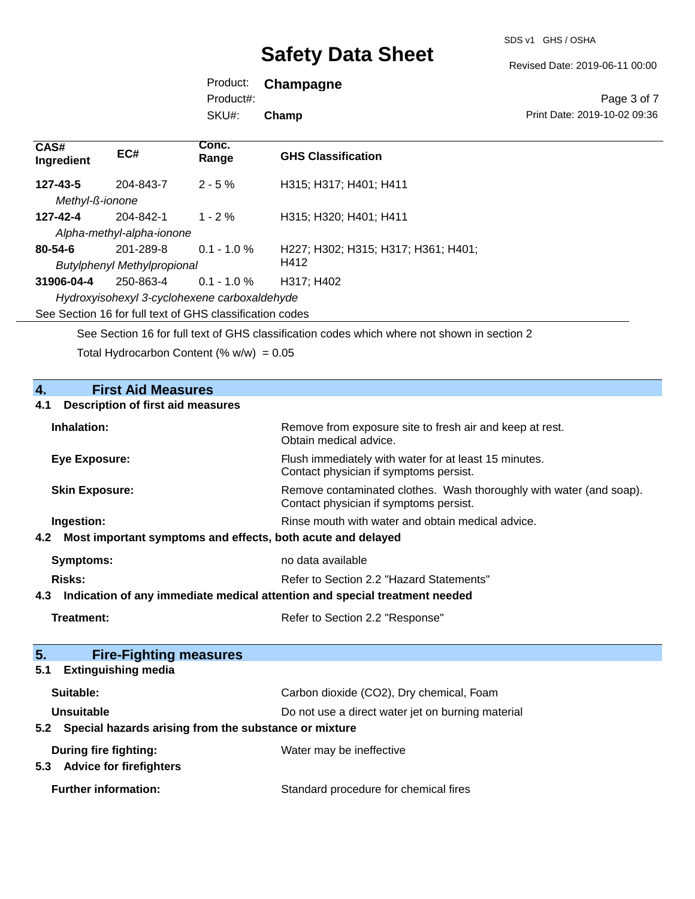| CAS# Ingredient | EC# | Conc. Range | GHS Classification |
|---|---|---|---|
| **127-43-5** *Methyl-ß-ionone* | 204-843-7 | 2 - 5 % | H315; H317; H401; H411 |
| **127-42-4** *Alpha-methyl-alpha-ionone* | 204-842-1 | 1 - 2 % | H315; H320; H401; H411 |
| **80-54-6** *Butylphenyl Methylpropional* | 201-289-8 | 0.1 - 1.0 % | H227; H302; H315; H317; H361; H401; H412 |
| **31906-04-4** *Hydroxyisohexyl 3-cyclohexene carboxaldehyde* | 250-863-4 | 0.1 - 1.0 % | H317; H402 |

See Section 16 for full text of GHS classification codes

See Section 16 for full text of GHS classification codes which where not shown in section 2

Total Hydrocarbon Content (% w/w) = 0.05

## 4. First Aid Measures

### 4.1 Description of first aid measures

**Inhalation:** Remove from exposure site to fresh air and keep at rest. Obtain medical advice.

**Eye Exposure:** Flush immediately with water for at least 15 minutes. Contact physician if symptoms persist.

**Skin Exposure:** Remove contaminated clothes. Wash thoroughly with water (and soap). Contact physician if symptoms persist.

**Ingestion:** Rinse mouth with water and obtain medical advice.

### 4.2 Most important symptoms and effects, both acute and delayed

**Symptoms:** no data available

**Risks:** Refer to Section 2.2 "Hazard Statements"

### 4.3 Indication of any immediate medical attention and special treatment needed

**Treatment:** Refer to Section 2.2 "Response"

## 5. Fire-Fighting measures

### 5.1 Extinguishing media

**Suitable:** Carbon dioxide ($CO_2$), Dry chemical, Foam

**Unsuitable** Do not use a direct water jet on burning material

### 5.2 Special hazards arising from the substance or mixture

**During fire fighting:** Water may be ineffective

### 5.3 Advice for firefighters

**Further information:** Standard procedure for chemical fires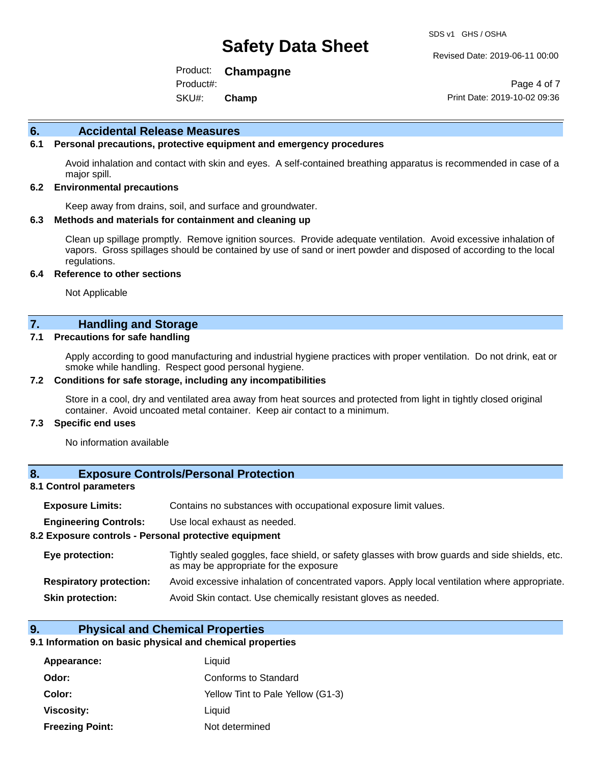## 6. Accidental Release Measures

### 6.1 Personal precautions, protective equipment and emergency procedures

Avoid inhalation and contact with skin and eyes. A self-contained breathing apparatus is recommended in case of a major spill.

### 6.2 Environmental precautions

Keep away from drains, soil, and surface and groundwater.

### 6.3 Methods and materials for containment and cleaning up

Clean up spillage promptly. Remove ignition sources. Provide adequate ventilation. Avoid excessive inhalation of vapors. Gross spillages should be contained by use of sand or inert powder and disposed of according to the local regulations.

### 6.4 Reference to other sections

Not Applicable

## 7. Handling and Storage

### 7.1 Precautions for safe handling

Apply according to good manufacturing and industrial hygiene practices with proper ventilation. Do not drink, eat or smoke while handling. Respect good personal hygiene.

### 7.2 Conditions for safe storage, including any incompatibilities

Store in a cool, dry and ventilated area away from heat sources and protected from light in tightly closed original container. Avoid uncoated metal container. Keep air contact to a minimum.

### 7.3 Specific end uses

No information available

## 8. Exposure Controls/Personal Protection

### 8.1 Control parameters

**Exposure Limits:** Contains no substances with occupational exposure limit values.

**Engineering Controls:** Use local exhaust as needed.

### 8.2 Exposure controls - Personal protective equipment

**Eye protection:** Tightly sealed goggles, face shield, or safety glasses with brow guards and side shields, etc. as may be appropriate for the exposure

**Respiratory protection:** Avoid excessive inhalation of concentrated vapors. Apply local ventilation where appropriate.

**Skin protection:** Avoid Skin contact. Use chemically resistant gloves as needed.

## 9. Physical and Chemical Properties

### 9.1 Information on basic physical and chemical properties

| | |
|---|---|
| **Appearance:** | Liquid |
| **Odor:** | Conforms to Standard |
| **Color:** | Yellow Tint to Pale Yellow (G1-3) |
| **Viscosity:** | Liquid |
| **Freezing Point:** | Not determined |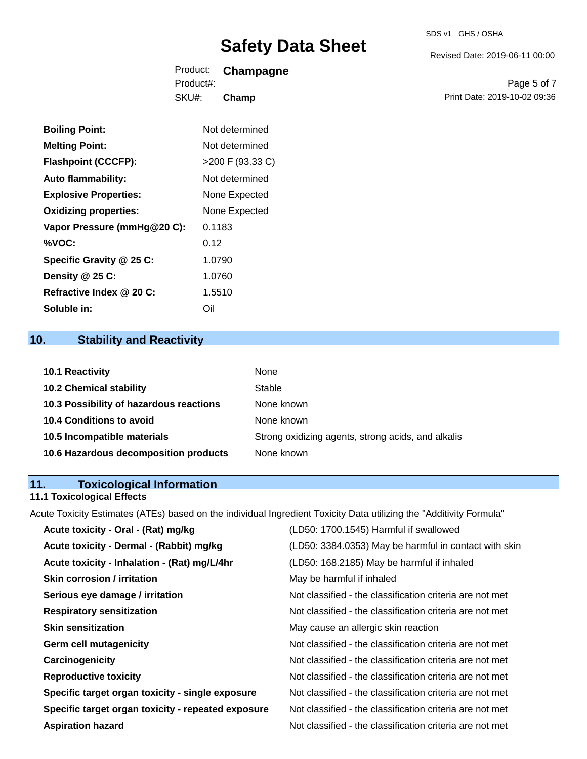| | |
|---|---|
| **Boiling Point:** | Not determined |
| **Melting Point:** | Not determined |
| **Flashpoint (CCCFP):** | >200 F (93.33 C) |
| **Auto flammability:** | Not determined |
| **Explosive Properties:** | None Expected |
| **Oxidizing properties:** | None Expected |
| **Vapor Pressure (mmHg@20 C):** | 0.1183 |
| **%VOC:** | 0.12 |
| **Specific Gravity @ 25 C:** | 1.0790 |
| **Density @ 25 C:** | 1.0760 |
| **Refractive Index @ 20 C:** | 1.5510 |
| **Soluble in:** | Oil |

## 10. Stability and Reactivity

| | |
|---|---|
| **10.1 Reactivity** | None |
| **10.2 Chemical stability** | Stable |
| **10.3 Possibility of hazardous reactions** | None known |
| **10.4 Conditions to avoid** | None known |
| **10.5 Incompatible materials** | Strong oxidizing agents, strong acids, and alkalis |
| **10.6 Hazardous decomposition products** | None known |

## 11. Toxicological Information

### 11.1 Toxicological Effects

Acute Toxicity Estimates (ATEs) based on the individual Ingredient Toxicity Data utilizing the "Additivity Formula"

| | |
|---|---|
| **Acute toxicity - Oral - (Rat) mg/kg** | (LD50: 1700.1545) Harmful if swallowed |
| **Acute toxicity - Dermal - (Rabbit) mg/kg** | (LD50: 3384.0353) May be harmful in contact with skin |
| **Acute toxicity - Inhalation - (Rat) mg/L/4hr** | (LD50: 168.2185) May be harmful if inhaled |
| **Skin corrosion / irritation** | May be harmful if inhaled |
| **Serious eye damage / irritation** | Not classified - the classification criteria are not met |
| **Respiratory sensitization** | Not classified - the classification criteria are not met |
| **Skin sensitization** | May cause an allergic skin reaction |
| **Germ cell mutagenicity** | Not classified - the classification criteria are not met |
| **Carcinogenicity** | Not classified - the classification criteria are not met |
| **Reproductive toxicity** | Not classified - the classification criteria are not met |
| **Specific target organ toxicity - single exposure** | Not classified - the classification criteria are not met |
| **Specific target organ toxicity - repeated exposure** | Not classified - the classification criteria are not met |
| **Aspiration hazard** | Not classified - the classification criteria are not met |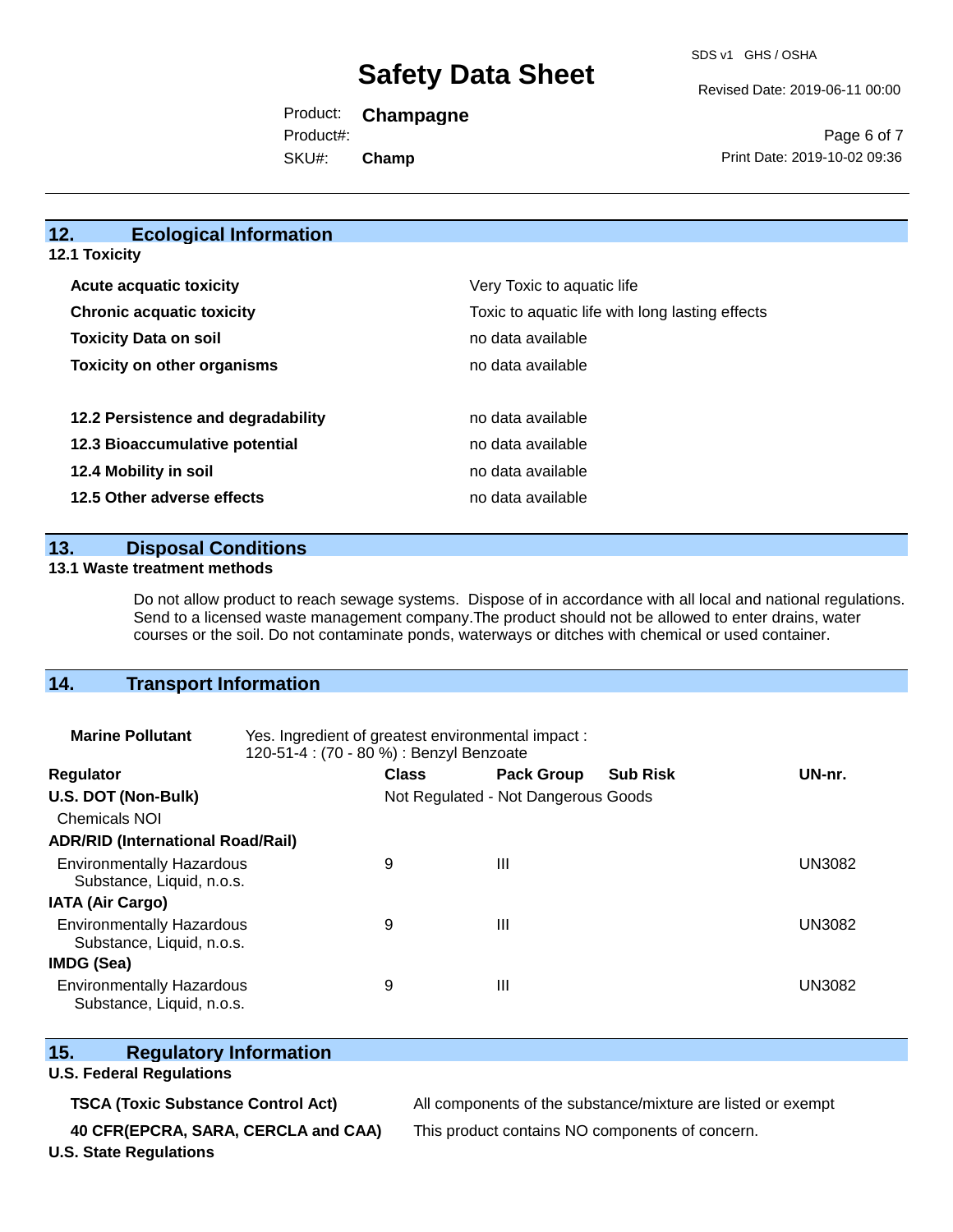## 12. Ecological Information

### 12.1 Toxicity

| | |
|---|---|
| **Acute acquatic toxicity** | Very Toxic to aquatic life |
| **Chronic acquatic toxicity** | Toxic to aquatic life with long lasting effects |
| **Toxicity Data on soil** | no data available |
| **Toxicity on other organisms** | no data available |
| **12.2 Persistence and degradability** | no data available |
| **12.3 Bioaccumulative potential** | no data available |
| **12.4 Mobility in soil** | no data available |
| **12.5 Other adverse effects** | no data available |

## 13. Disposal Conditions

### 13.1 Waste treatment methods

Do not allow product to reach sewage systems. Dispose of in accordance with all local and national regulations. Send to a licensed waste management company.The product should not be allowed to enter drains, water courses or the soil. Do not contaminate ponds, waterways or ditches with chemical or used container.

## 14. Transport Information

**Marine Pollutant** Yes. Ingredient of greatest environmental impact : 120-51-4 : (70 - 80 %) : Benzyl Benzoate

| Regulator | Class | Pack Group | Sub Risk | UN-nr. |
|---|---|---|---|---|
| **U.S. DOT (Non-Bulk)** | Not Regulated - Not Dangerous Goods | | | |
| Chemicals NOI | | | | |
| **ADR/RID (International Road/Rail)** | | | | |
| Environmentally Hazardous Substance, Liquid, n.o.s. | 9 | III | | UN3082 |
| **IATA (Air Cargo)** | | | | |
| Environmentally Hazardous Substance, Liquid, n.o.s. | 9 | III | | UN3082 |
| **IMDG (Sea)** | | | | |
| Environmentally Hazardous Substance, Liquid, n.o.s. | 9 | III | | UN3082 |

## 15. Regulatory Information

### U.S. Federal Regulations

| | |
|---|---|
| **TSCA (Toxic Substance Control Act)** | All components of the substance/mixture are listed or exempt |
| **40 CFR(EPCRA, SARA, CERCLA and CAA)** | This product contains NO components of concern. |

### U.S. State Regulations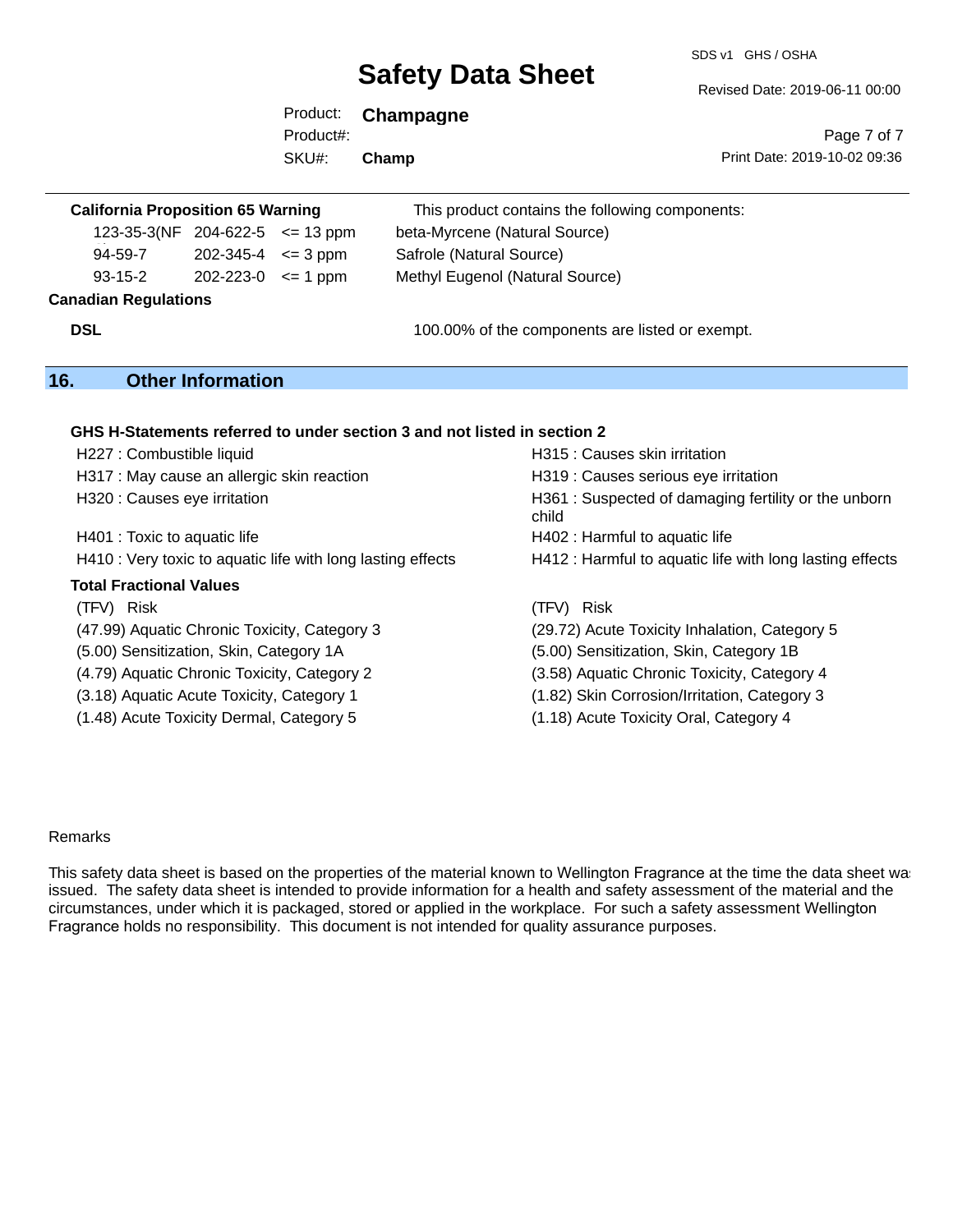**California Proposition 65 Warning** This product contains the following components:

| | | | |
|---|---|---|---|
| 123-35-3(NF | 204-622-5 | <= 13 ppm | beta-Myrcene (Natural Source) |
| 94-59-7 | 202-345-4 | <= 3 ppm | Safrole (Natural Source) |
| 93-15-2 | 202-223-0 | <= 1 ppm | Methyl Eugenol (Natural Source) |

**Canadian Regulations**

**DSL** 100.00% of the components are listed or exempt.

## 16. Other Information

**GHS H-Statements referred to under section 3 and not listed in section 2**

H227 : Combustible liquid

H315 : Causes skin irritation

H317 : May cause an allergic skin reaction

H319 : Causes serious eye irritation

H320 : Causes eye irritation

H361 : Suspected of damaging fertility or the unborn child

H401 : Toxic to aquatic life

H402 : Harmful to aquatic life

H410 : Very toxic to aquatic life with long lasting effects

H412 : Harmful to aquatic life with long lasting effects

**Total Fractional Values**

| (TFV) Risk | (TFV) Risk |
|---|---|
| (47.99) Aquatic Chronic Toxicity, Category 3 | (29.72) Acute Toxicity Inhalation, Category 5 |
| (5.00) Sensitization, Skin, Category 1A | (5.00) Sensitization, Skin, Category 1B |
| (4.79) Aquatic Chronic Toxicity, Category 2 | (3.58) Aquatic Chronic Toxicity, Category 4 |
| (3.18) Aquatic Acute Toxicity, Category 1 | (1.82) Skin Corrosion/Irritation, Category 3 |
| (1.48) Acute Toxicity Dermal, Category 5 | (1.18) Acute Toxicity Oral, Category 4 |

Remarks

This safety data sheet is based on the properties of the material known to Wellington Fragrance at the time the data sheet was issued. The safety data sheet is intended to provide information for a health and safety assessment of the material and the circumstances, under which it is packaged, stored or applied in the workplace. For such a safety assessment Wellington Fragrance holds no responsibility. This document is not intended for quality assurance purposes.